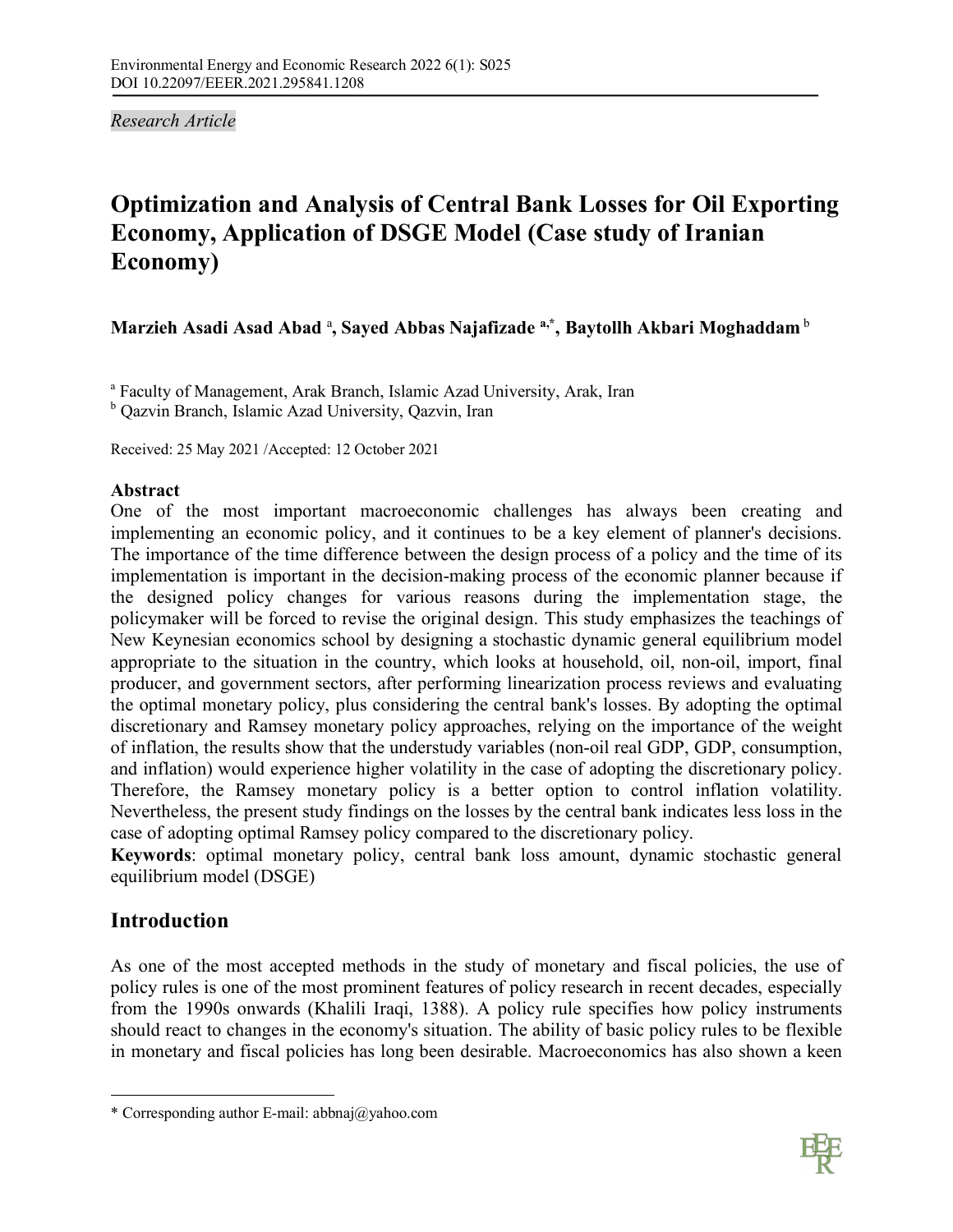*Research Article*

# Optimization and Analysis of Central Bank Losses for Oil Exporting Economy, Application of DSGE Model (Case study of Iranian Economy)

**Marzieh Asadi Asad Abad** [a], **Sayed Abbas Najafizade** [a,*], **Baytollh Akbari Moghaddam** [b]

[a] Faculty of Management, Arak Branch, Islamic Azad University, Arak, Iran
[b] Qazvin Branch, Islamic Azad University, Qazvin, Iran

Received: 25 May 2021 /Accepted: 12 October 2021

**Abstract**

One of the most important macroeconomic challenges has always been creating and implementing an economic policy, and it continues to be a key element of planner's decisions. The importance of the time difference between the design process of a policy and the time of its implementation is important in the decision-making process of the economic planner because if the designed policy changes for various reasons during the implementation stage, the policymaker will be forced to revise the original design. This study emphasizes the teachings of New Keynesian economics school by designing a stochastic dynamic general equilibrium model appropriate to the situation in the country, which looks at household, oil, non-oil, import, final producer, and government sectors, after performing linearization process reviews and evaluating the optimal monetary policy, plus considering the central bank's losses. By adopting the optimal discretionary and Ramsey monetary policy approaches, relying on the importance of the weight of inflation, the results show that the understudy variables (non-oil real GDP, GDP, consumption, and inflation) would experience higher volatility in the case of adopting the discretionary policy. Therefore, the Ramsey monetary policy is a better option to control inflation volatility. Nevertheless, the present study findings on the losses by the central bank indicates less loss in the case of adopting optimal Ramsey policy compared to the discretionary policy.

**Keywords**: optimal monetary policy, central bank loss amount, dynamic stochastic general equilibrium model (DSGE)

## Introduction

As one of the most accepted methods in the study of monetary and fiscal policies, the use of policy rules is one of the most prominent features of policy research in recent decades, especially from the 1990s onwards (Khalili Iraqi, 1388). A policy rule specifies how policy instruments should react to changes in the economy's situation. The ability of basic policy rules to be flexible in monetary and fiscal policies has long been desirable. Macroeconomics has also shown a keen

* Corresponding author E-mail: abbnaj@yahoo.com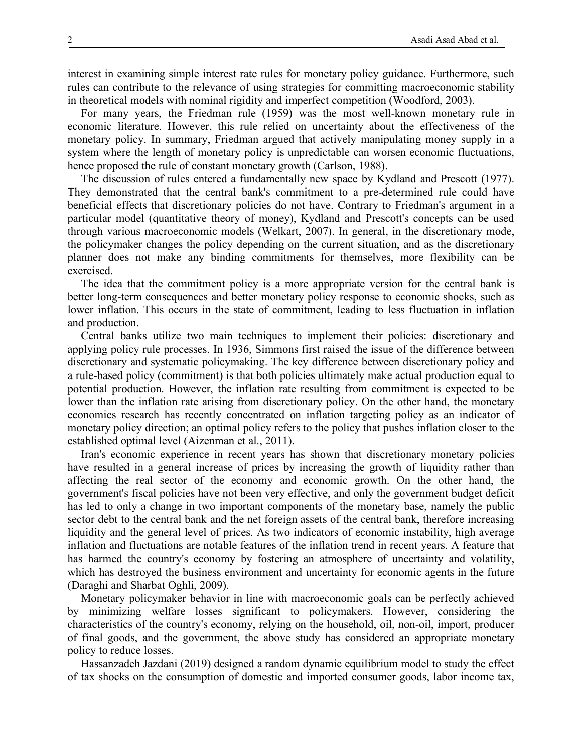interest in examining simple interest rate rules for monetary policy guidance. Furthermore, such rules can contribute to the relevance of using strategies for committing macroeconomic stability in theoretical models with nominal rigidity and imperfect competition (Woodford, 2003).

For many years, the Friedman rule (1959) was the most well-known monetary rule in economic literature. However, this rule relied on uncertainty about the effectiveness of the monetary policy. In summary, Friedman argued that actively manipulating money supply in a system where the length of monetary policy is unpredictable can worsen economic fluctuations, hence proposed the rule of constant monetary growth (Carlson, 1988).

The discussion of rules entered a fundamentally new space by Kydland and Prescott (1977). They demonstrated that the central bank's commitment to a pre-determined rule could have beneficial effects that discretionary policies do not have. Contrary to Friedman's argument in a particular model (quantitative theory of money), Kydland and Prescott's concepts can be used through various macroeconomic models (Welkart, 2007). In general, in the discretionary mode, the policymaker changes the policy depending on the current situation, and as the discretionary planner does not make any binding commitments for themselves, more flexibility can be exercised.

The idea that the commitment policy is a more appropriate version for the central bank is better long-term consequences and better monetary policy response to economic shocks, such as lower inflation. This occurs in the state of commitment, leading to less fluctuation in inflation and production.

Central banks utilize two main techniques to implement their policies: discretionary and applying policy rule processes. In 1936, Simmons first raised the issue of the difference between discretionary and systematic policymaking. The key difference between discretionary policy and a rule-based policy (commitment) is that both policies ultimately make actual production equal to potential production. However, the inflation rate resulting from commitment is expected to be lower than the inflation rate arising from discretionary policy. On the other hand, the monetary economics research has recently concentrated on inflation targeting policy as an indicator of monetary policy direction; an optimal policy refers to the policy that pushes inflation closer to the established optimal level (Aizenman et al., 2011).

Iran's economic experience in recent years has shown that discretionary monetary policies have resulted in a general increase of prices by increasing the growth of liquidity rather than affecting the real sector of the economy and economic growth. On the other hand, the government's fiscal policies have not been very effective, and only the government budget deficit has led to only a change in two important components of the monetary base, namely the public sector debt to the central bank and the net foreign assets of the central bank, therefore increasing liquidity and the general level of prices. As two indicators of economic instability, high average inflation and fluctuations are notable features of the inflation trend in recent years. A feature that has harmed the country's economy by fostering an atmosphere of uncertainty and volatility, which has destroyed the business environment and uncertainty for economic agents in the future (Daraghi and Sharbat Oghli, 2009).

Monetary policymaker behavior in line with macroeconomic goals can be perfectly achieved by minimizing welfare losses significant to policymakers. However, considering the characteristics of the country's economy, relying on the household, oil, non-oil, import, producer of final goods, and the government, the above study has considered an appropriate monetary policy to reduce losses.

Hassanzadeh Jazdani (2019) designed a random dynamic equilibrium model to study the effect of tax shocks on the consumption of domestic and imported consumer goods, labor income tax,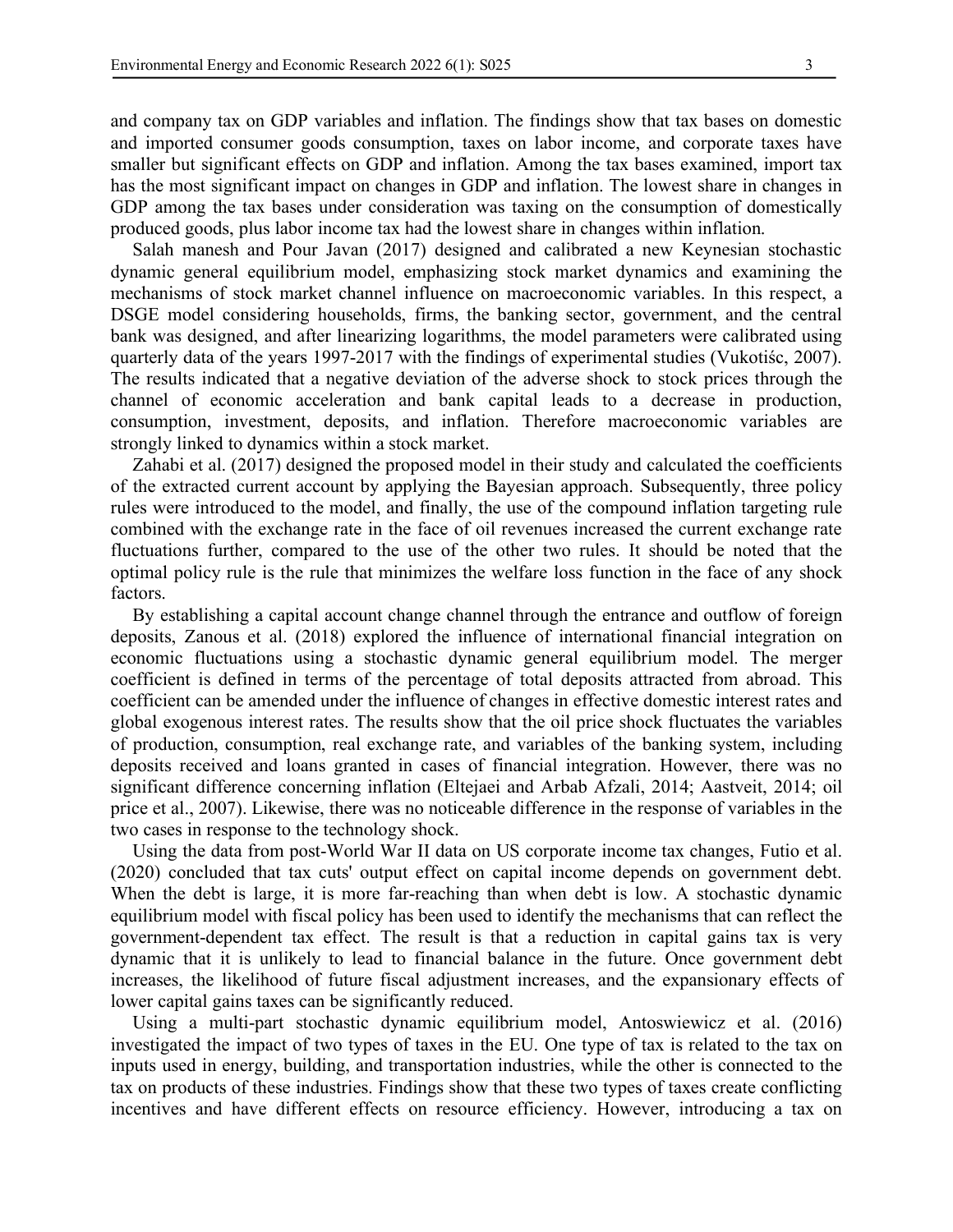and company tax on GDP variables and inflation. The findings show that tax bases on domestic and imported consumer goods consumption, taxes on labor income, and corporate taxes have smaller but significant effects on GDP and inflation. Among the tax bases examined, import tax has the most significant impact on changes in GDP and inflation. The lowest share in changes in GDP among the tax bases under consideration was taxing on the consumption of domestically produced goods, plus labor income tax had the lowest share in changes within inflation.

Salah manesh and Pour Javan (2017) designed and calibrated a new Keynesian stochastic dynamic general equilibrium model, emphasizing stock market dynamics and examining the mechanisms of stock market channel influence on macroeconomic variables. In this respect, a DSGE model considering households, firms, the banking sector, government, and the central bank was designed, and after linearizing logarithms, the model parameters were calibrated using quarterly data of the years 1997-2017 with the findings of experimental studies (Vukotiśc, 2007). The results indicated that a negative deviation of the adverse shock to stock prices through the channel of economic acceleration and bank capital leads to a decrease in production, consumption, investment, deposits, and inflation. Therefore macroeconomic variables are strongly linked to dynamics within a stock market.

Zahabi et al. (2017) designed the proposed model in their study and calculated the coefficients of the extracted current account by applying the Bayesian approach. Subsequently, three policy rules were introduced to the model, and finally, the use of the compound inflation targeting rule combined with the exchange rate in the face of oil revenues increased the current exchange rate fluctuations further, compared to the use of the other two rules. It should be noted that the optimal policy rule is the rule that minimizes the welfare loss function in the face of any shock factors.

By establishing a capital account change channel through the entrance and outflow of foreign deposits, Zanous et al. (2018) explored the influence of international financial integration on economic fluctuations using a stochastic dynamic general equilibrium model. The merger coefficient is defined in terms of the percentage of total deposits attracted from abroad. This coefficient can be amended under the influence of changes in effective domestic interest rates and global exogenous interest rates. The results show that the oil price shock fluctuates the variables of production, consumption, real exchange rate, and variables of the banking system, including deposits received and loans granted in cases of financial integration. However, there was no significant difference concerning inflation (Eltejaei and Arbab Afzali, 2014; Aastveit, 2014; oil price et al., 2007). Likewise, there was no noticeable difference in the response of variables in the two cases in response to the technology shock.

Using the data from post-World War II data on US corporate income tax changes, Futio et al. (2020) concluded that tax cuts' output effect on capital income depends on government debt. When the debt is large, it is more far-reaching than when debt is low. A stochastic dynamic equilibrium model with fiscal policy has been used to identify the mechanisms that can reflect the government-dependent tax effect. The result is that a reduction in capital gains tax is very dynamic that it is unlikely to lead to financial balance in the future. Once government debt increases, the likelihood of future fiscal adjustment increases, and the expansionary effects of lower capital gains taxes can be significantly reduced.

Using a multi-part stochastic dynamic equilibrium model, Antoswiewicz et al. (2016) investigated the impact of two types of taxes in the EU. One type of tax is related to the tax on inputs used in energy, building, and transportation industries, while the other is connected to the tax on products of these industries. Findings show that these two types of taxes create conflicting incentives and have different effects on resource efficiency. However, introducing a tax on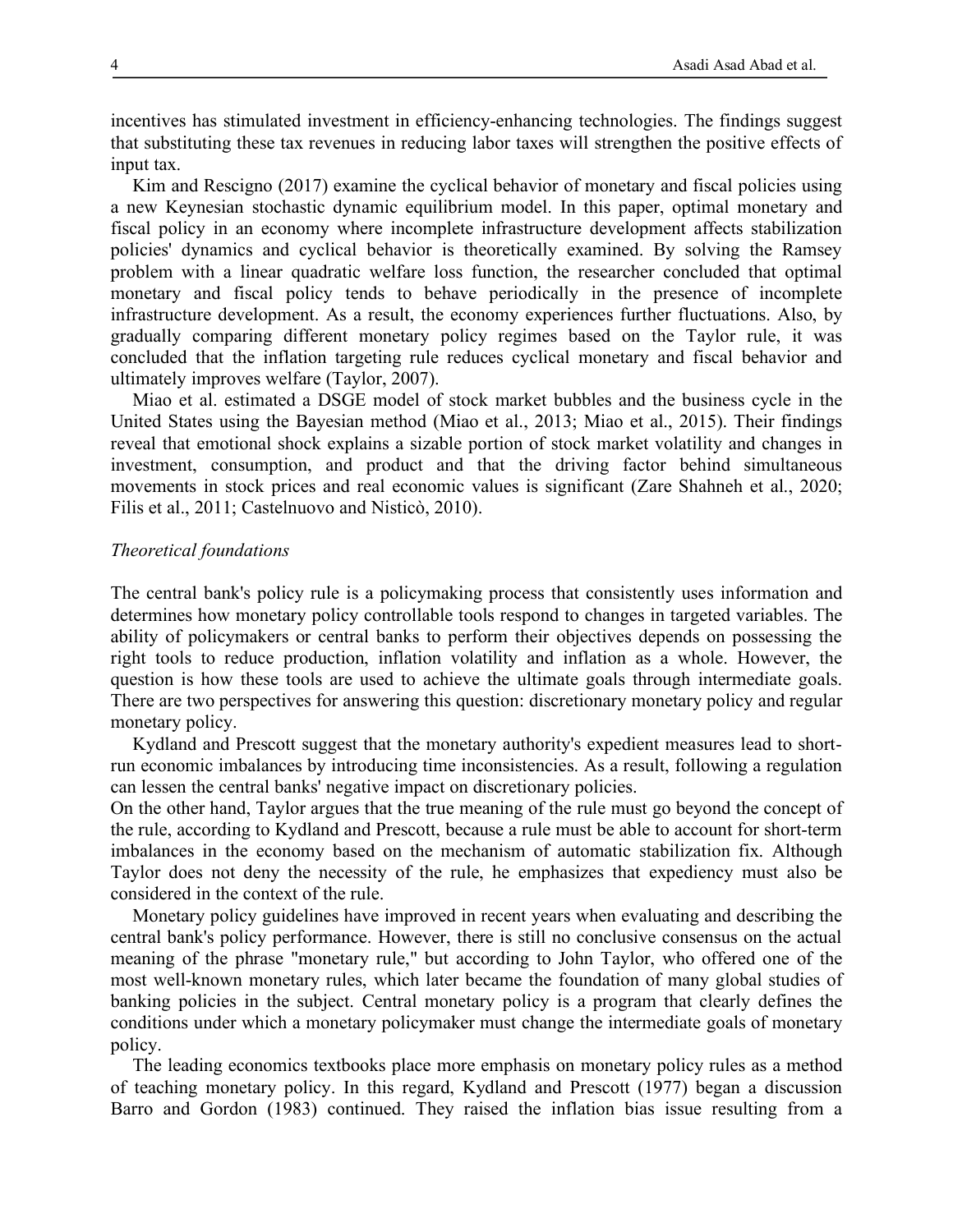incentives has stimulated investment in efficiency-enhancing technologies. The findings suggest that substituting these tax revenues in reducing labor taxes will strengthen the positive effects of input tax.

Kim and Rescigno (2017) examine the cyclical behavior of monetary and fiscal policies using a new Keynesian stochastic dynamic equilibrium model. In this paper, optimal monetary and fiscal policy in an economy where incomplete infrastructure development affects stabilization policies' dynamics and cyclical behavior is theoretically examined. By solving the Ramsey problem with a linear quadratic welfare loss function, the researcher concluded that optimal monetary and fiscal policy tends to behave periodically in the presence of incomplete infrastructure development. As a result, the economy experiences further fluctuations. Also, by gradually comparing different monetary policy regimes based on the Taylor rule, it was concluded that the inflation targeting rule reduces cyclical monetary and fiscal behavior and ultimately improves welfare (Taylor, 2007).

Miao et al. estimated a DSGE model of stock market bubbles and the business cycle in the United States using the Bayesian method (Miao et al., 2013; Miao et al., 2015). Their findings reveal that emotional shock explains a sizable portion of stock market volatility and changes in investment, consumption, and product and that the driving factor behind simultaneous movements in stock prices and real economic values is significant (Zare Shahneh et al., 2020; Filis et al., 2011; Castelnuovo and Nisticò, 2010).

## *Theoretical foundations*

The central bank's policy rule is a policymaking process that consistently uses information and determines how monetary policy controllable tools respond to changes in targeted variables. The ability of policymakers or central banks to perform their objectives depends on possessing the right tools to reduce production, inflation volatility and inflation as a whole. However, the question is how these tools are used to achieve the ultimate goals through intermediate goals. There are two perspectives for answering this question: discretionary monetary policy and regular monetary policy.

Kydland and Prescott suggest that the monetary authority's expedient measures lead to short-run economic imbalances by introducing time inconsistencies. As a result, following a regulation can lessen the central banks' negative impact on discretionary policies.

On the other hand, Taylor argues that the true meaning of the rule must go beyond the concept of the rule, according to Kydland and Prescott, because a rule must be able to account for short-term imbalances in the economy based on the mechanism of automatic stabilization fix. Although Taylor does not deny the necessity of the rule, he emphasizes that expediency must also be considered in the context of the rule.

Monetary policy guidelines have improved in recent years when evaluating and describing the central bank's policy performance. However, there is still no conclusive consensus on the actual meaning of the phrase "monetary rule," but according to John Taylor, who offered one of the most well-known monetary rules, which later became the foundation of many global studies of banking policies in the subject. Central monetary policy is a program that clearly defines the conditions under which a monetary policymaker must change the intermediate goals of monetary policy.

The leading economics textbooks place more emphasis on monetary policy rules as a method of teaching monetary policy. In this regard, Kydland and Prescott (1977) began a discussion Barro and Gordon (1983) continued. They raised the inflation bias issue resulting from a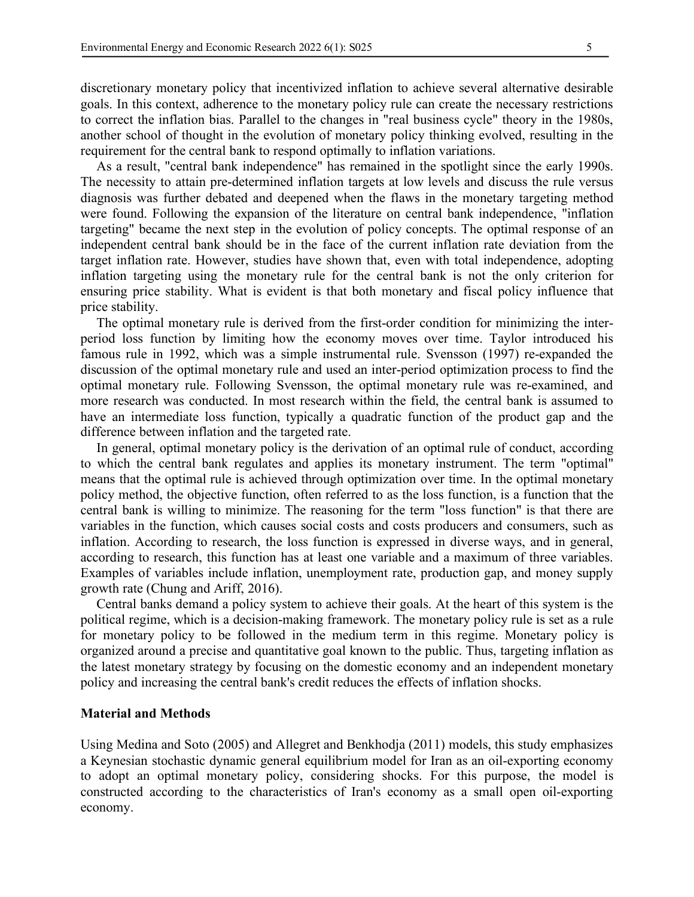discretionary monetary policy that incentivized inflation to achieve several alternative desirable goals. In this context, adherence to the monetary policy rule can create the necessary restrictions to correct the inflation bias. Parallel to the changes in "real business cycle" theory in the 1980s, another school of thought in the evolution of monetary policy thinking evolved, resulting in the requirement for the central bank to respond optimally to inflation variations.

As a result, "central bank independence" has remained in the spotlight since the early 1990s. The necessity to attain pre-determined inflation targets at low levels and discuss the rule versus diagnosis was further debated and deepened when the flaws in the monetary targeting method were found. Following the expansion of the literature on central bank independence, "inflation targeting" became the next step in the evolution of policy concepts. The optimal response of an independent central bank should be in the face of the current inflation rate deviation from the target inflation rate. However, studies have shown that, even with total independence, adopting inflation targeting using the monetary rule for the central bank is not the only criterion for ensuring price stability. What is evident is that both monetary and fiscal policy influence that price stability.

The optimal monetary rule is derived from the first-order condition for minimizing the inter-period loss function by limiting how the economy moves over time. Taylor introduced his famous rule in 1992, which was a simple instrumental rule. Svensson (1997) re-expanded the discussion of the optimal monetary rule and used an inter-period optimization process to find the optimal monetary rule. Following Svensson, the optimal monetary rule was re-examined, and more research was conducted. In most research within the field, the central bank is assumed to have an intermediate loss function, typically a quadratic function of the product gap and the difference between inflation and the targeted rate.

In general, optimal monetary policy is the derivation of an optimal rule of conduct, according to which the central bank regulates and applies its monetary instrument. The term "optimal" means that the optimal rule is achieved through optimization over time. In the optimal monetary policy method, the objective function, often referred to as the loss function, is a function that the central bank is willing to minimize. The reasoning for the term "loss function" is that there are variables in the function, which causes social costs and costs producers and consumers, such as inflation. According to research, the loss function is expressed in diverse ways, and in general, according to research, this function has at least one variable and a maximum of three variables. Examples of variables include inflation, unemployment rate, production gap, and money supply growth rate (Chung and Ariff, 2016).

Central banks demand a policy system to achieve their goals. At the heart of this system is the political regime, which is a decision-making framework. The monetary policy rule is set as a rule for monetary policy to be followed in the medium term in this regime. Monetary policy is organized around a precise and quantitative goal known to the public. Thus, targeting inflation as the latest monetary strategy by focusing on the domestic economy and an independent monetary policy and increasing the central bank's credit reduces the effects of inflation shocks.

## Material and Methods

Using Medina and Soto (2005) and Allegret and Benkhodja (2011) models, this study emphasizes a Keynesian stochastic dynamic general equilibrium model for Iran as an oil-exporting economy to adopt an optimal monetary policy, considering shocks. For this purpose, the model is constructed according to the characteristics of Iran's economy as a small open oil-exporting economy.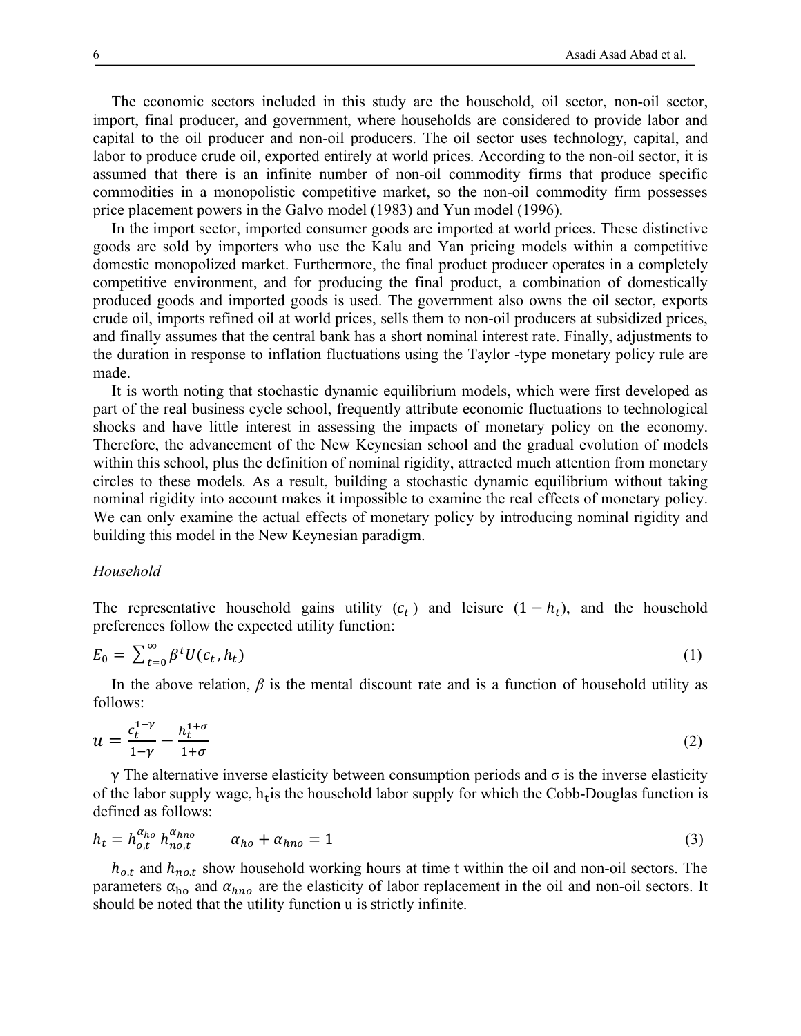The economic sectors included in this study are the household, oil sector, non-oil sector, import, final producer, and government, where households are considered to provide labor and capital to the oil producer and non-oil producers. The oil sector uses technology, capital, and labor to produce crude oil, exported entirely at world prices. According to the non-oil sector, it is assumed that there is an infinite number of non-oil commodity firms that produce specific commodities in a monopolistic competitive market, so the non-oil commodity firm possesses price placement powers in the Galvo model (1983) and Yun model (1996).

In the import sector, imported consumer goods are imported at world prices. These distinctive goods are sold by importers who use the Kalu and Yan pricing models within a competitive domestic monopolized market. Furthermore, the final product producer operates in a completely competitive environment, and for producing the final product, a combination of domestically produced goods and imported goods is used. The government also owns the oil sector, exports crude oil, imports refined oil at world prices, sells them to non-oil producers at subsidized prices, and finally assumes that the central bank has a short nominal interest rate. Finally, adjustments to the duration in response to inflation fluctuations using the Taylor -type monetary policy rule are made.

It is worth noting that stochastic dynamic equilibrium models, which were first developed as part of the real business cycle school, frequently attribute economic fluctuations to technological shocks and have little interest in assessing the impacts of monetary policy on the economy. Therefore, the advancement of the New Keynesian school and the gradual evolution of models within this school, plus the definition of nominal rigidity, attracted much attention from monetary circles to these models. As a result, building a stochastic dynamic equilibrium without taking nominal rigidity into account makes it impossible to examine the real effects of monetary policy. We can only examine the actual effects of monetary policy by introducing nominal rigidity and building this model in the New Keynesian paradigm.

*Household*

The representative household gains utility ($c_t$) and leisure ($1 - h_t$), and the household preferences follow the expected utility function:

$$E_0 = \sum_{t=0}^{\infty} \beta^t U(c_t, h_t) \tag{1}$$

In the above relation, $\beta$ is the mental discount rate and is a function of household utility as follows:

$$u = \frac{c_t^{1-\gamma}}{1-\gamma} - \frac{h_t^{1+\sigma}}{1+\sigma} \tag{2}$$

$\gamma$ The alternative inverse elasticity between consumption periods and $\sigma$ is the inverse elasticity of the labor supply wage, $h_t$ is the household labor supply for which the Cobb-Douglas function is defined as follows:

$$h_t = h_{o,t}^{\alpha_{ho}} \, h_{no,t}^{\alpha_{hno}} \qquad \alpha_{ho} + \alpha_{hno} = 1 \tag{3}$$

$h_{o.t}$ and $h_{no.t}$ show household working hours at time t within the oil and non-oil sectors. The parameters $\alpha_{ho}$ and $\alpha_{hno}$ are the elasticity of labor replacement in the oil and non-oil sectors. It should be noted that the utility function u is strictly infinite.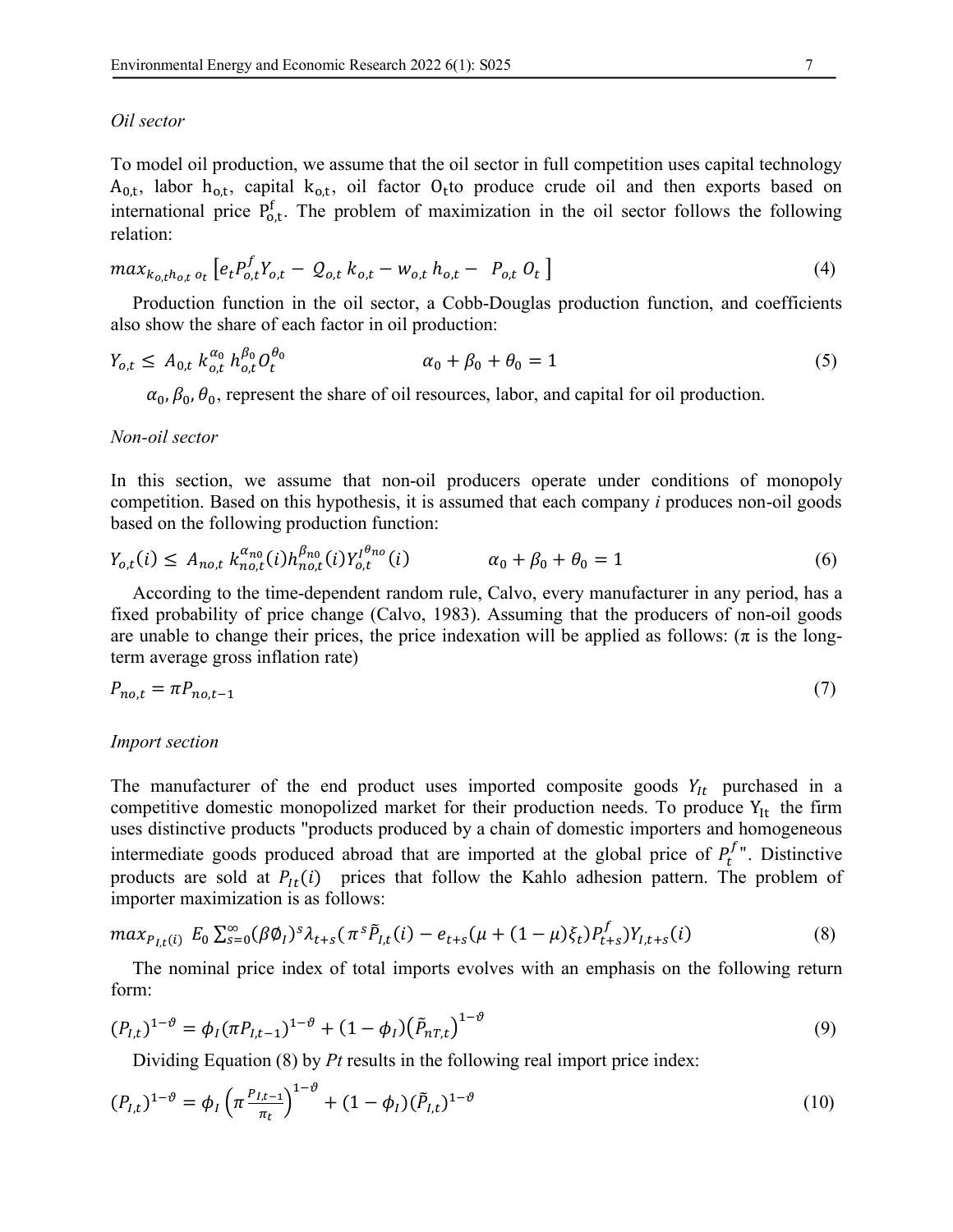*Oil sector*

To model oil production, we assume that the oil sector in full competition uses capital technology $A_{0,t}$, labor $h_{o,t}$, capital $k_{o,t}$, oil factor $O_t$ to produce crude oil and then exports based on international price $P^f_{o,t}$. The problem of maximization in the oil sector follows the following relation:

$$max_{k_{o,t}h_{o,t}\,o_t}\left[e_t P^f_{o,t} Y_{o,t} - Q_{o,t}\,k_{o,t} - w_{o,t}\,h_{o,t} - \ P_{o,t}\,O_t\,\right] \tag{4}$$

Production function in the oil sector, a Cobb-Douglas production function, and coefficients also show the share of each factor in oil production:

$$Y_{o,t} \leq \ A_{0,t}\,k^{\alpha_0}_{o,t}\,h^{\beta_0}_{o,t} O^{\theta_0}_t \qquad\qquad \alpha_0 + \beta_0 + \theta_0 = 1 \tag{5}$$

$\alpha_0, \beta_0, \theta_0$, represent the share of oil resources, labor, and capital for oil production.

*Non-oil sector*

In this section, we assume that non-oil producers operate under conditions of monopoly competition. Based on this hypothesis, it is assumed that each company *i* produces non-oil goods based on the following production function:

$$Y_{o,t}(i) \leq \ A_{no,t}\,k^{\alpha_{n0}}_{no,t}(i) h^{\beta_{n0}}_{no,t}(i) Y^{I^{\theta_{no}}}_{o,t}(i) \qquad\qquad \alpha_0 + \beta_0 + \theta_0 = 1 \tag{6}$$

According to the time-dependent random rule, Calvo, every manufacturer in any period, has a fixed probability of price change (Calvo, 1983). Assuming that the producers of non-oil goods are unable to change their prices, the price indexation will be applied as follows: ($\pi$ is the long-term average gross inflation rate)

$$P_{no,t} = \pi P_{no,t-1} \tag{7}$$

*Import section*

The manufacturer of the end product uses imported composite goods $Y_{It}$ purchased in a competitive domestic monopolized market for their production needs. To produce $Y_{It}$ the firm uses distinctive products "products produced by a chain of domestic importers and homogeneous intermediate goods produced abroad that are imported at the global price of $P^f_t$". Distinctive products are sold at $P_{It}(i)$ prices that follow the Kahlo adhesion pattern. The problem of importer maximization is as follows:

$$max_{P_{I,t}(i)}\ E_0 \sum^{\infty}_{s=0} (\beta \emptyset_I)^s \lambda_{t+s} (\pi^s \tilde{P}_{I,t}(i) - e_{t+s}(\mu + (1-\mu)\xi_t) P^f_{t+s}) Y_{I,t+s}(i) \tag{8}$$

The nominal price index of total imports evolves with an emphasis on the following return form:

$$(P_{I,t})^{1-\vartheta} = \phi_I (\pi P_{I,t-1})^{1-\vartheta} + (1-\phi_I)\left(\tilde{P}_{nT,t}\right)^{1-\vartheta} \tag{9}$$

Dividing Equation (8) by *Pt* results in the following real import price index:

$$(P_{I,t})^{1-\vartheta} = \phi_I \left(\pi \frac{P_{I,t-1}}{\pi_t}\right)^{1-\vartheta} + (1-\phi_I)(\tilde{P}_{I,t})^{1-\vartheta} \tag{10}$$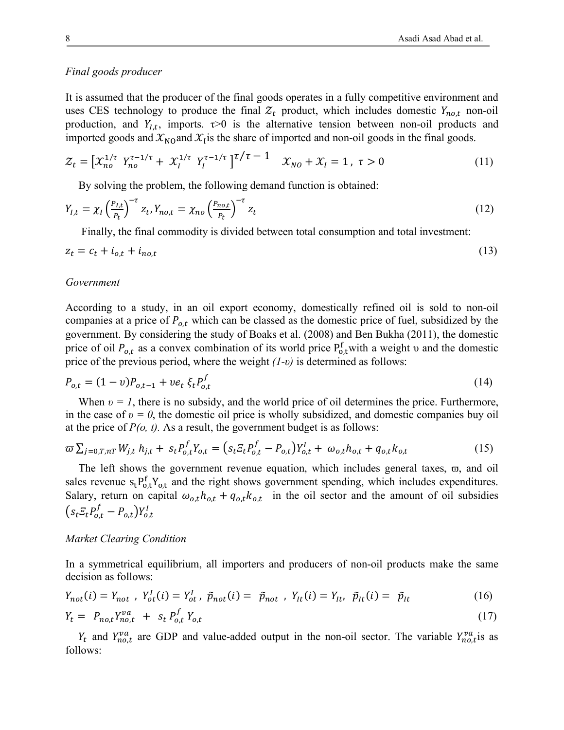*Final goods producer*

It is assumed that the producer of the final goods operates in a fully competitive environment and uses CES technology to produce the final $\mathcal{Z}_t$ product, which includes domestic $Y_{no,t}$ non-oil production, and $Y_{I,t}$, imports. $\tau$>0 is the alternative tension between non-oil products and imported goods and $\mathcal{X}_{\mathrm{NO}}$and $\mathcal{X}_{\mathrm{I}}$is the share of imported and non-oil goods in the final goods.

$$\mathcal{Z}_t = \left[\mathcal{X}_{no}^{1/\tau}\ Y_{no}^{\tau-1/\tau} + \mathcal{X}_I^{1/\tau}\ Y_I^{\tau-1/\tau}\right]^{\tau/\tau-1} \quad \mathcal{X}_{NO} + \mathcal{X}_I = 1\ ,\ \tau > 0 \tag{11}$$

By solving the problem, the following demand function is obtained:

$$Y_{I,t} = \chi_I \left(\frac{P_{I,t}}{P_t}\right)^{-\tau} z_t, Y_{no,t} = \chi_{no}\left(\frac{P_{no,t}}{P_t}\right)^{-\tau} z_t \tag{12}$$

Finally, the final commodity is divided between total consumption and total investment:

$$z_t = c_t + i_{o,t} + i_{no,t} \tag{13}$$

*Government*

According to a study, in an oil export economy, domestically refined oil is sold to non-oil companies at a price of $P_{o,t}$ which can be classed as the domestic price of fuel, subsidized by the government. By considering the study of Boaks et al. (2008) and Ben Bukha (2011), the domestic price of oil $P_{o,t}$ as a convex combination of its world price $\mathrm{P_{o,t}^f}$with a weight υ and the domestic price of the previous period, where the weight *(1-υ)* is determined as follows:

$$P_{o,t} = (1-\upsilon)P_{o,t-1} + \upsilon e_t\ \xi_t P_{o,t}^f \tag{14}$$

When *υ = 1*, there is no subsidy, and the world price of oil determines the price. Furthermore, in the case of *υ = 0*, the domestic oil price is wholly subsidized, and domestic companies buy oil at the price of *P(o, t)*. As a result, the government budget is as follows:

$$\varpi \sum_{j=0,T,nT} W_{j,t}\ h_{j,t} + \ s_t P_{o,t}^f Y_{o,t} = \left(s_t \Xi_t P_{o,t}^f - P_{o,t}\right) Y_{o,t}^I + \ \omega_{o,t} h_{o,t} + q_{o,t} k_{o,t} \tag{15}$$

The left shows the government revenue equation, which includes general taxes, ϖ, and oil sales revenue $\mathrm{s_t P_{o,t}^f Y_{o,t}}$ and the right shows government spending, which includes expenditures. Salary, return on capital $\omega_{o,t} h_{o,t} + q_{o,t} k_{o,t}$ in the oil sector and the amount of oil subsidies $\left(s_t \Xi_t P_{o,t}^f - P_{o,t}\right) Y_{o,t}^I$

*Market Clearing Condition*

In a symmetrical equilibrium, all importers and producers of non-oil products make the same decision as follows:

$$Y_{not}(i) = Y_{not}\ ,\ Y_{ot}^I(i) = Y_{ot}^I\ ,\ \tilde{p}_{not}(i) = \ \tilde{p}_{not}\ ,\ Y_{It}(i) = Y_{It},\ \ \tilde{p}_{It}(i) = \ \tilde{p}_{It} \tag{16}$$

$$Y_t = \ P_{no,t} Y_{no,t}^{va} \ + \ s_t\ P_{o,t}^f\ Y_{o,t} \tag{17}$$

$Y_t$ and $Y_{no,t}^{va}$ are GDP and value-added output in the non-oil sector. The variable $Y_{no,t}^{va}$is as follows: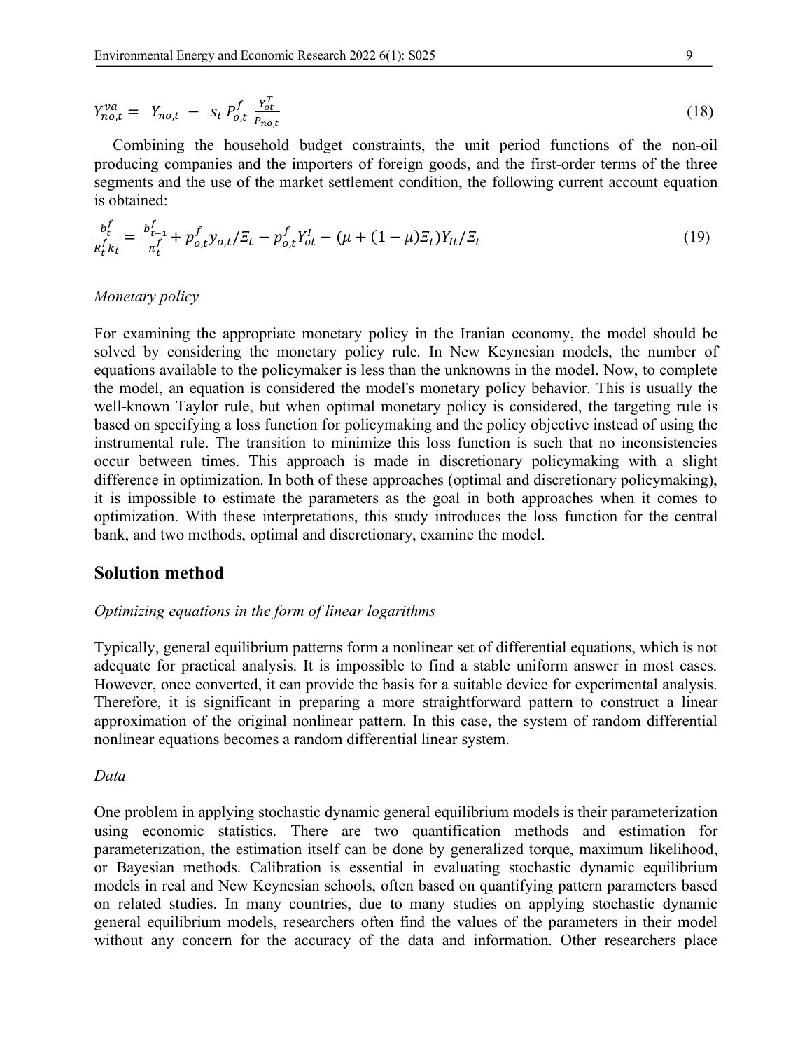$$Y_{no,t}^{va} = Y_{no,t} - s_t P_{o,t}^{f} \frac{Y_{ot}^{T}}{P_{no,t}} \tag{18}$$

Combining the household budget constraints, the unit period functions of the non-oil producing companies and the importers of foreign goods, and the first-order terms of the three segments and the use of the market settlement condition, the following current account equation is obtained:

$$\frac{b_t^f}{R_t^f k_t} = \frac{b_{t-1}^f}{\pi_t^f} + p_{o,t}^f y_{o,t} / \Xi_t - p_{o,t}^f Y_{ot}^I - (\mu + (1-\mu)\Xi_t) Y_{It} / \Xi_t \tag{19}$$

*Monetary policy*

For examining the appropriate monetary policy in the Iranian economy, the model should be solved by considering the monetary policy rule. In New Keynesian models, the number of equations available to the policymaker is less than the unknowns in the model. Now, to complete the model, an equation is considered the model's monetary policy behavior. This is usually the well-known Taylor rule, but when optimal monetary policy is considered, the targeting rule is based on specifying a loss function for policymaking and the policy objective instead of using the instrumental rule. The transition to minimize this loss function is such that no inconsistencies occur between times. This approach is made in discretionary policymaking with a slight difference in optimization. In both of these approaches (optimal and discretionary policymaking), it is impossible to estimate the parameters as the goal in both approaches when it comes to optimization. With these interpretations, this study introduces the loss function for the central bank, and two methods, optimal and discretionary, examine the model.

## Solution method

*Optimizing equations in the form of linear logarithms*

Typically, general equilibrium patterns form a nonlinear set of differential equations, which is not adequate for practical analysis. It is impossible to find a stable uniform answer in most cases. However, once converted, it can provide the basis for a suitable device for experimental analysis. Therefore, it is significant in preparing a more straightforward pattern to construct a linear approximation of the original nonlinear pattern. In this case, the system of random differential nonlinear equations becomes a random differential linear system.

*Data*

One problem in applying stochastic dynamic general equilibrium models is their parameterization using economic statistics. There are two quantification methods and estimation for parameterization, the estimation itself can be done by generalized torque, maximum likelihood, or Bayesian methods. Calibration is essential in evaluating stochastic dynamic equilibrium models in real and New Keynesian schools, often based on quantifying pattern parameters based on related studies. In many countries, due to many studies on applying stochastic dynamic general equilibrium models, researchers often find the values of the parameters in their model without any concern for the accuracy of the data and information. Other researchers place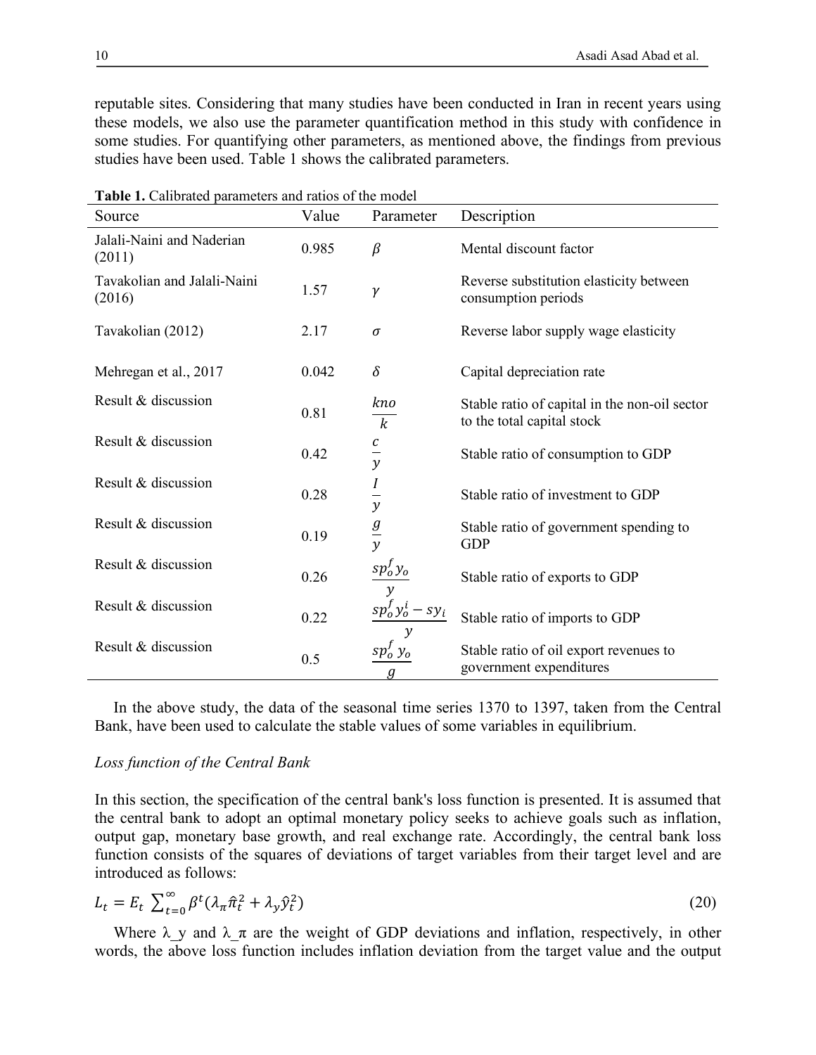reputable sites. Considering that many studies have been conducted in Iran in recent years using these models, we also use the parameter quantification method in this study with confidence in some studies. For quantifying other parameters, as mentioned above, the findings from previous studies have been used. Table 1 shows the calibrated parameters.

**Table 1.** Calibrated parameters and ratios of the model

| Source | Value | Parameter | Description |
|---|---|---|---|
| Jalali-Naini and Naderian (2011) | 0.985 | $\beta$ | Mental discount factor |
| Tavakolian and Jalali-Naini (2016) | 1.57 | $\gamma$ | Reverse substitution elasticity between consumption periods |
| Tavakolian (2012) | 2.17 | $\sigma$ | Reverse labor supply wage elasticity |
| Mehregan et al., 2017 | 0.042 | $\delta$ | Capital depreciation rate |
| Result & discussion | 0.81 | $\frac{kno}{k}$ | Stable ratio of capital in the non-oil sector to the total capital stock |
| Result & discussion | 0.42 | $\frac{c}{y}$ | Stable ratio of consumption to GDP |
| Result & discussion | 0.28 | $\frac{I}{y}$ | Stable ratio of investment to GDP |
| Result & discussion | 0.19 | $\frac{g}{y}$ | Stable ratio of government spending to GDP |
| Result & discussion | 0.26 | $\frac{sp_o^f y_o}{y}$ | Stable ratio of exports to GDP |
| Result & discussion | 0.22 | $\frac{sp_o^f y_o^i - sy_i}{y}$ | Stable ratio of imports to GDP |
| Result & discussion | 0.5 | $\frac{sp_o^f y_o}{g}$ | Stable ratio of oil export revenues to government expenditures |

In the above study, the data of the seasonal time series 1370 to 1397, taken from the Central Bank, have been used to calculate the stable values of some variables in equilibrium.

*Loss function of the Central Bank*

In this section, the specification of the central bank's loss function is presented. It is assumed that the central bank to adopt an optimal monetary policy seeks to achieve goals such as inflation, output gap, monetary base growth, and real exchange rate. Accordingly, the central bank loss function consists of the squares of deviations of target variables from their target level and are introduced as follows:

$$L_t = E_t \sum_{t=0}^{\infty} \beta^t (\lambda_\pi \hat{\pi}_t^2 + \lambda_y \hat{y}_t^2) \tag{20}$$

Where $\lambda_y$ and $\lambda_\pi$ are the weight of GDP deviations and inflation, respectively, in other words, the above loss function includes inflation deviation from the target value and the output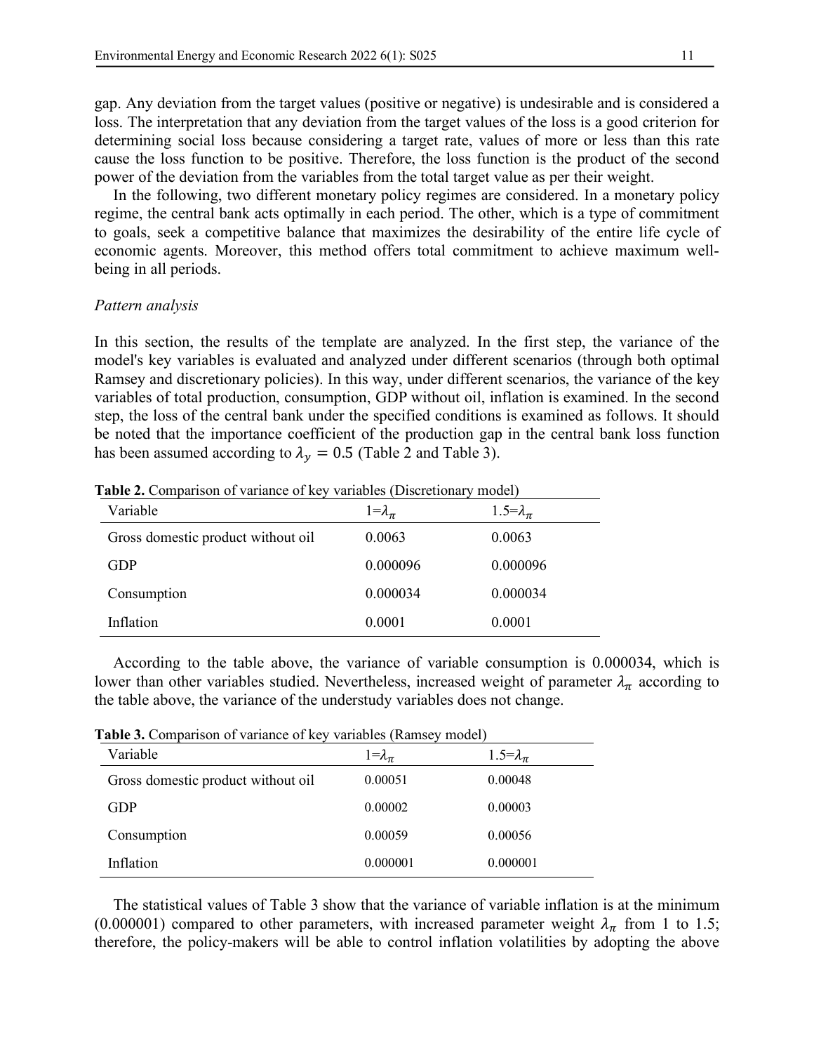gap. Any deviation from the target values (positive or negative) is undesirable and is considered a loss. The interpretation that any deviation from the target values of the loss is a good criterion for determining social loss because considering a target rate, values of more or less than this rate cause the loss function to be positive. Therefore, the loss function is the product of the second power of the deviation from the variables from the total target value as per their weight.

In the following, two different monetary policy regimes are considered. In a monetary policy regime, the central bank acts optimally in each period. The other, which is a type of commitment to goals, seek a competitive balance that maximizes the desirability of the entire life cycle of economic agents. Moreover, this method offers total commitment to achieve maximum well-being in all periods.

*Pattern analysis*

In this section, the results of the template are analyzed. In the first step, the variance of the model's key variables is evaluated and analyzed under different scenarios (through both optimal Ramsey and discretionary policies). In this way, under different scenarios, the variance of the key variables of total production, consumption, GDP without oil, inflation is examined. In the second step, the loss of the central bank under the specified conditions is examined as follows. It should be noted that the importance coefficient of the production gap in the central bank loss function has been assumed according to $\lambda_y = 0.5$ (Table 2 and Table 3).

**Table 2.** Comparison of variance of key variables (Discretionary model)

| Variable | $1=\lambda_\pi$ | $1.5=\lambda_\pi$ |
|---|---|---|
| Gross domestic product without oil | 0.0063 | 0.0063 |
| GDP | 0.000096 | 0.000096 |
| Consumption | 0.000034 | 0.000034 |
| Inflation | 0.0001 | 0.0001 |

According to the table above, the variance of variable consumption is 0.000034, which is lower than other variables studied. Nevertheless, increased weight of parameter $\lambda_\pi$ according to the table above, the variance of the understudy variables does not change.

**Table 3.** Comparison of variance of key variables (Ramsey model)

| Variable | $1=\lambda_\pi$ | $1.5=\lambda_\pi$ |
|---|---|---|
| Gross domestic product without oil | 0.00051 | 0.00048 |
| GDP | 0.00002 | 0.00003 |
| Consumption | 0.00059 | 0.00056 |
| Inflation | 0.000001 | 0.000001 |

The statistical values of Table 3 show that the variance of variable inflation is at the minimum (0.000001) compared to other parameters, with increased parameter weight $\lambda_\pi$ from 1 to 1.5; therefore, the policy-makers will be able to control inflation volatilities by adopting the above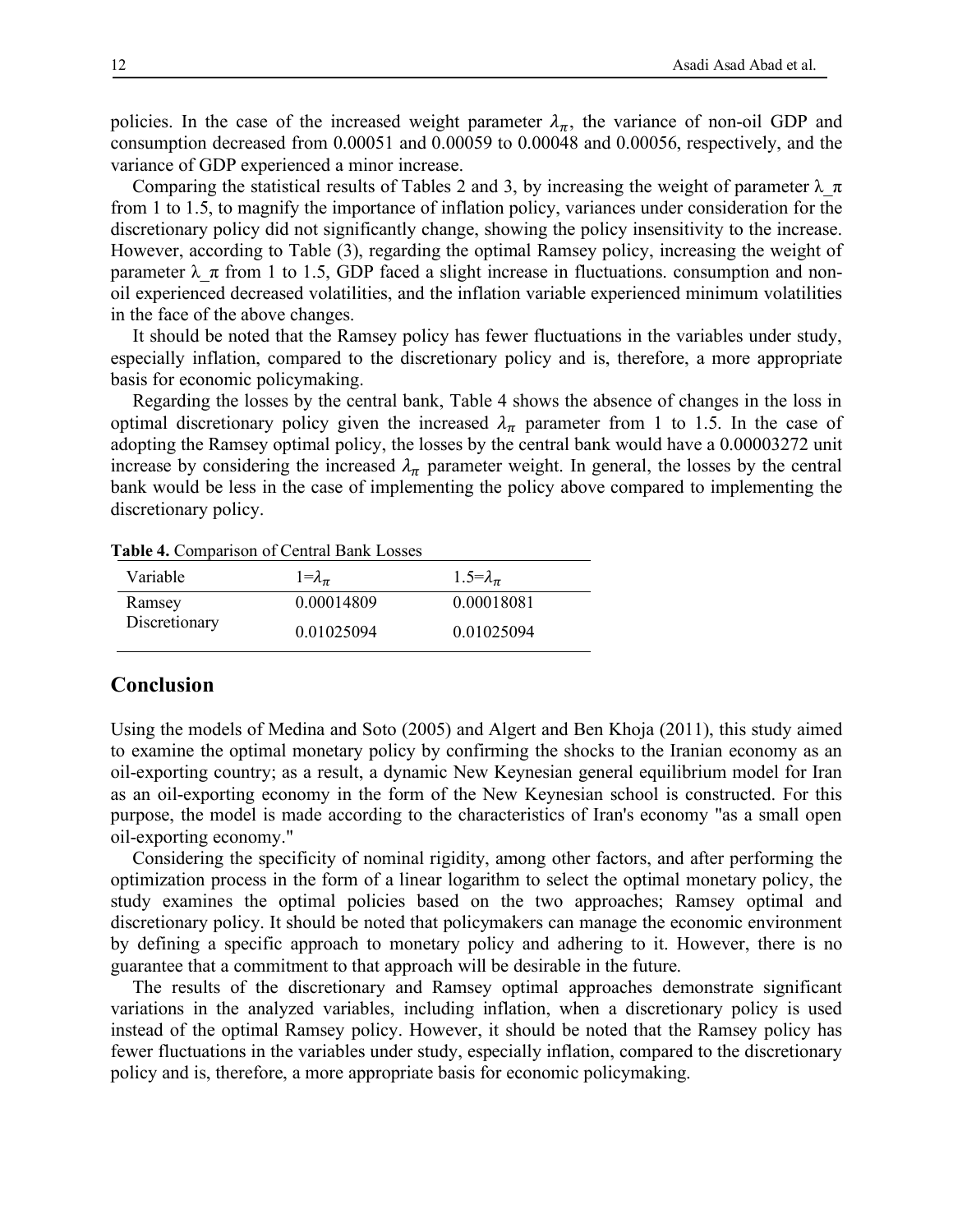policies. In the case of the increased weight parameter $\lambda_{\pi}$, the variance of non-oil GDP and consumption decreased from 0.00051 and 0.00059 to 0.00048 and 0.00056, respectively, and the variance of GDP experienced a minor increase.

Comparing the statistical results of Tables 2 and 3, by increasing the weight of parameter λ_π from 1 to 1.5, to magnify the importance of inflation policy, variances under consideration for the discretionary policy did not significantly change, showing the policy insensitivity to the increase. However, according to Table (3), regarding the optimal Ramsey policy, increasing the weight of parameter λ_π from 1 to 1.5, GDP faced a slight increase in fluctuations. consumption and non-oil experienced decreased volatilities, and the inflation variable experienced minimum volatilities in the face of the above changes.

It should be noted that the Ramsey policy has fewer fluctuations in the variables under study, especially inflation, compared to the discretionary policy and is, therefore, a more appropriate basis for economic policymaking.

Regarding the losses by the central bank, Table 4 shows the absence of changes in the loss in optimal discretionary policy given the increased $\lambda_{\pi}$ parameter from 1 to 1.5. In the case of adopting the Ramsey optimal policy, the losses by the central bank would have a 0.00003272 unit increase by considering the increased $\lambda_{\pi}$ parameter weight. In general, the losses by the central bank would be less in the case of implementing the policy above compared to implementing the discretionary policy.

**Table 4.** Comparison of Central Bank Losses

| Variable | $1=\lambda_{\pi}$ | $1.5=\lambda_{\pi}$ |
| --- | --- | --- |
| Ramsey | 0.00014809 | 0.00018081 |
| Discretionary | 0.01025094 | 0.01025094 |

## Conclusion

Using the models of Medina and Soto (2005) and Algert and Ben Khoja (2011), this study aimed to examine the optimal monetary policy by confirming the shocks to the Iranian economy as an oil-exporting country; as a result, a dynamic New Keynesian general equilibrium model for Iran as an oil-exporting economy in the form of the New Keynesian school is constructed. For this purpose, the model is made according to the characteristics of Iran's economy "as a small open oil-exporting economy."

Considering the specificity of nominal rigidity, among other factors, and after performing the optimization process in the form of a linear logarithm to select the optimal monetary policy, the study examines the optimal policies based on the two approaches; Ramsey optimal and discretionary policy. It should be noted that policymakers can manage the economic environment by defining a specific approach to monetary policy and adhering to it. However, there is no guarantee that a commitment to that approach will be desirable in the future.

The results of the discretionary and Ramsey optimal approaches demonstrate significant variations in the analyzed variables, including inflation, when a discretionary policy is used instead of the optimal Ramsey policy. However, it should be noted that the Ramsey policy has fewer fluctuations in the variables under study, especially inflation, compared to the discretionary policy and is, therefore, a more appropriate basis for economic policymaking.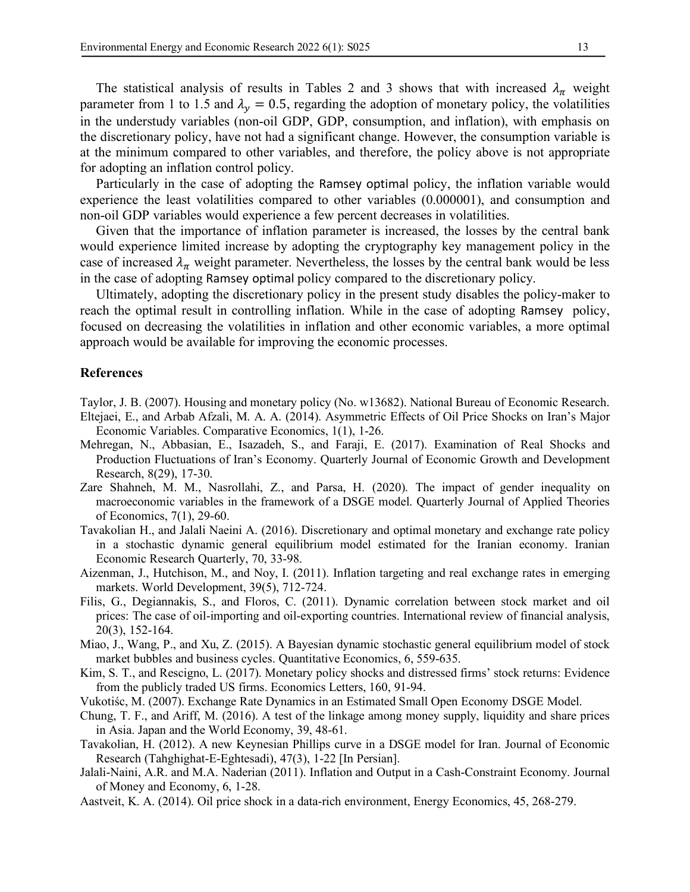The statistical analysis of results in Tables 2 and 3 shows that with increased $\lambda_\pi$ weight parameter from 1 to 1.5 and $\lambda_y = 0.5$, regarding the adoption of monetary policy, the volatilities in the understudy variables (non-oil GDP, GDP, consumption, and inflation), with emphasis on the discretionary policy, have not had a significant change. However, the consumption variable is at the minimum compared to other variables, and therefore, the policy above is not appropriate for adopting an inflation control policy.

Particularly in the case of adopting the Ramsey optimal policy, the inflation variable would experience the least volatilities compared to other variables (0.000001), and consumption and non-oil GDP variables would experience a few percent decreases in volatilities.

Given that the importance of inflation parameter is increased, the losses by the central bank would experience limited increase by adopting the cryptography key management policy in the case of increased $\lambda_\pi$ weight parameter. Nevertheless, the losses by the central bank would be less in the case of adopting Ramsey optimal policy compared to the discretionary policy.

Ultimately, adopting the discretionary policy in the present study disables the policy-maker to reach the optimal result in controlling inflation. While in the case of adopting Ramsey policy, focused on decreasing the volatilities in inflation and other economic variables, a more optimal approach would be available for improving the economic processes.

### References

Taylor, J. B. (2007). Housing and monetary policy (No. w13682). National Bureau of Economic Research.

Eltejaei, E., and Arbab Afzali, M. A. A. (2014). Asymmetric Effects of Oil Price Shocks on Iran's Major Economic Variables. Comparative Economics, 1(1), 1-26.

Mehregan, N., Abbasian, E., Isazadeh, S., and Faraji, E. (2017). Examination of Real Shocks and Production Fluctuations of Iran's Economy. Quarterly Journal of Economic Growth and Development Research, 8(29), 17-30.

Zare Shahneh, M. M., Nasrollahi, Z., and Parsa, H. (2020). The impact of gender inequality on macroeconomic variables in the framework of a DSGE model. Quarterly Journal of Applied Theories of Economics, 7(1), 29-60.

Tavakolian H., and Jalali Naeini A. (2016). Discretionary and optimal monetary and exchange rate policy in a stochastic dynamic general equilibrium model estimated for the Iranian economy. Iranian Economic Research Quarterly, 70, 33-98.

Aizenman, J., Hutchison, M., and Noy, I. (2011). Inflation targeting and real exchange rates in emerging markets. World Development, 39(5), 712-724.

Filis, G., Degiannakis, S., and Floros, C. (2011). Dynamic correlation between stock market and oil prices: The case of oil-importing and oil-exporting countries. International review of financial analysis, 20(3), 152-164.

Miao, J., Wang, P., and Xu, Z. (2015). A Bayesian dynamic stochastic general equilibrium model of stock market bubbles and business cycles. Quantitative Economics, 6, 559-635.

Kim, S. T., and Rescigno, L. (2017). Monetary policy shocks and distressed firms' stock returns: Evidence from the publicly traded US firms. Economics Letters, 160, 91-94.

Vukotišc, M. (2007). Exchange Rate Dynamics in an Estimated Small Open Economy DSGE Model.

Chung, T. F., and Ariff, M. (2016). A test of the linkage among money supply, liquidity and share prices in Asia. Japan and the World Economy, 39, 48-61.

Tavakolian, H. (2012). A new Keynesian Phillips curve in a DSGE model for Iran. Journal of Economic Research (Tahghighat-E-Eghtesadi), 47(3), 1-22 [In Persian].

Jalali-Naini, A.R. and M.A. Naderian (2011). Inflation and Output in a Cash-Constraint Economy. Journal of Money and Economy, 6, 1-28.

Aastveit, K. A. (2014). Oil price shock in a data-rich environment, Energy Economics, 45, 268-279.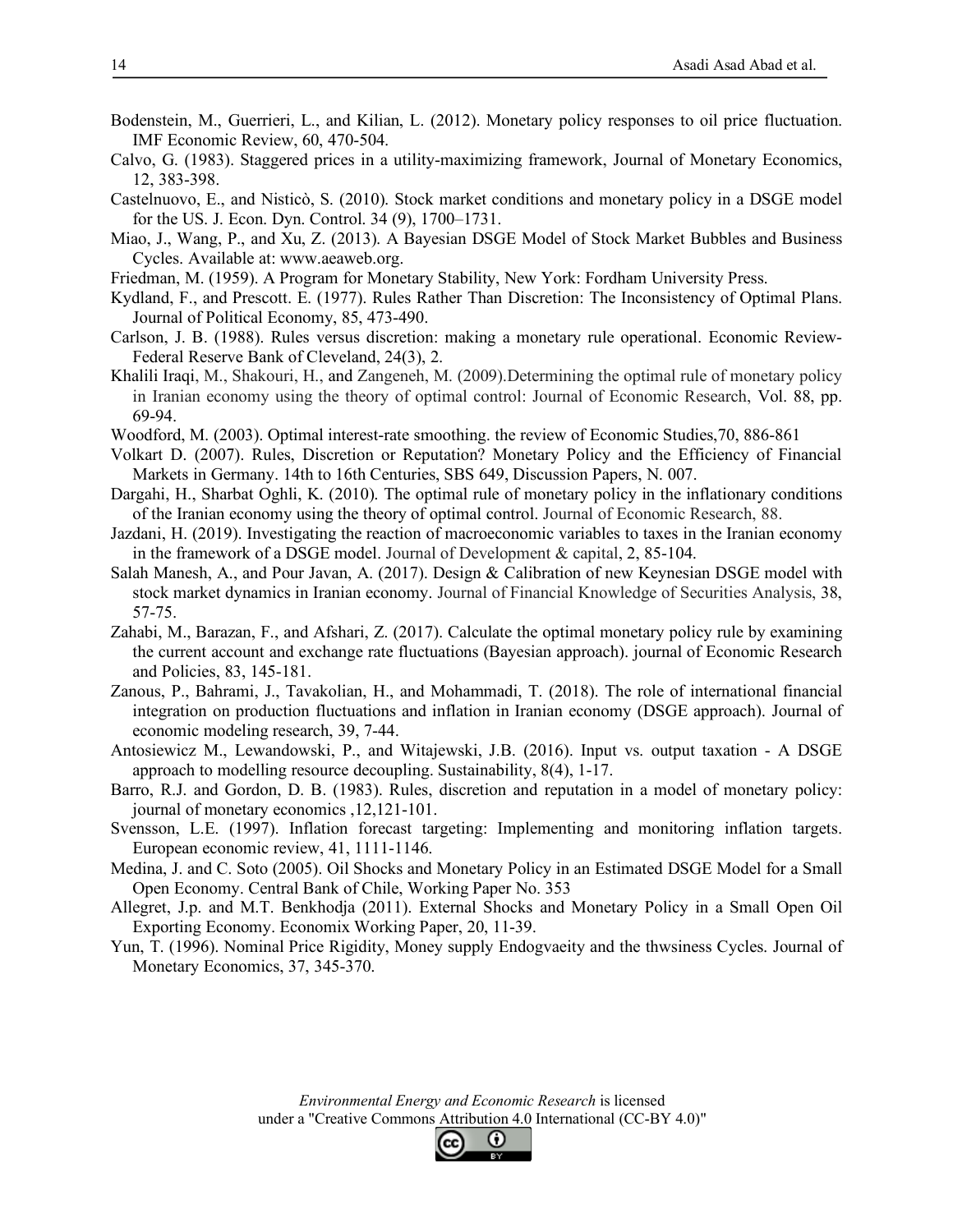Bodenstein, M., Guerrieri, L., and Kilian, L. (2012). Monetary policy responses to oil price fluctuation. IMF Economic Review, 60, 470-504.

Calvo, G. (1983). Staggered prices in a utility-maximizing framework, Journal of Monetary Economics, 12, 383-398.

Castelnuovo, E., and Nisticò, S. (2010). Stock market conditions and monetary policy in a DSGE model for the US. J. Econ. Dyn. Control. 34 (9), 1700–1731.

Miao, J., Wang, P., and Xu, Z. (2013). A Bayesian DSGE Model of Stock Market Bubbles and Business Cycles. Available at: www.aeaweb.org.

Friedman, M. (1959). A Program for Monetary Stability, New York: Fordham University Press.

Kydland, F., and Prescott. E. (1977). Rules Rather Than Discretion: The Inconsistency of Optimal Plans. Journal of Political Economy, 85, 473-490.

Carlson, J. B. (1988). Rules versus discretion: making a monetary rule operational. Economic Review-Federal Reserve Bank of Cleveland, 24(3), 2.

Khalili Iraqi, M., Shakouri, H., and Zangeneh, M. (2009).Determining the optimal rule of monetary policy in Iranian economy using the theory of optimal control: Journal of Economic Research, Vol. 88, pp. 69-94.

Woodford, M. (2003). Optimal interest-rate smoothing. the review of Economic Studies,70, 886-861

Volkart D. (2007). Rules, Discretion or Reputation? Monetary Policy and the Efficiency of Financial Markets in Germany. 14th to 16th Centuries, SBS 649, Discussion Papers, N. 007.

Dargahi, H., Sharbat Oghli, K. (2010). The optimal rule of monetary policy in the inflationary conditions of the Iranian economy using the theory of optimal control. Journal of Economic Research, 88.

Jazdani, H. (2019). Investigating the reaction of macroeconomic variables to taxes in the Iranian economy in the framework of a DSGE model. Journal of Development & capital, 2, 85-104.

Salah Manesh, A., and Pour Javan, A. (2017). Design & Calibration of new Keynesian DSGE model with stock market dynamics in Iranian economy. Journal of Financial Knowledge of Securities Analysis, 38, 57-75.

Zahabi, M., Barazan, F., and Afshari, Z. (2017). Calculate the optimal monetary policy rule by examining the current account and exchange rate fluctuations (Bayesian approach). journal of Economic Research and Policies, 83, 145-181.

Zanous, P., Bahrami, J., Tavakolian, H., and Mohammadi, T. (2018). The role of international financial integration on production fluctuations and inflation in Iranian economy (DSGE approach). Journal of economic modeling research, 39, 7-44.

Antosiewicz M., Lewandowski, P., and Witajewski, J.B. (2016). Input vs. output taxation - A DSGE approach to modelling resource decoupling. Sustainability, 8(4), 1-17.

Barro, R.J. and Gordon, D. B. (1983). Rules, discretion and reputation in a model of monetary policy: journal of monetary economics ,12,121-101.

Svensson, L.E. (1997). Inflation forecast targeting: Implementing and monitoring inflation targets. European economic review, 41, 1111-1146.

Medina, J. and C. Soto (2005). Oil Shocks and Monetary Policy in an Estimated DSGE Model for a Small Open Economy. Central Bank of Chile, Working Paper No. 353

Allegret, J.p. and M.T. Benkhodja (2011). External Shocks and Monetary Policy in a Small Open Oil Exporting Economy. Economix Working Paper, 20, 11-39.

Yun, T. (1996). Nominal Price Rigidity, Money supply Endogvaeity and the thwsiness Cycles. Journal of Monetary Economics, 37, 345-370.

*Environmental Energy and Economic Research* is licensed under a "Creative Commons Attribution 4.0 International (CC-BY 4.0)"